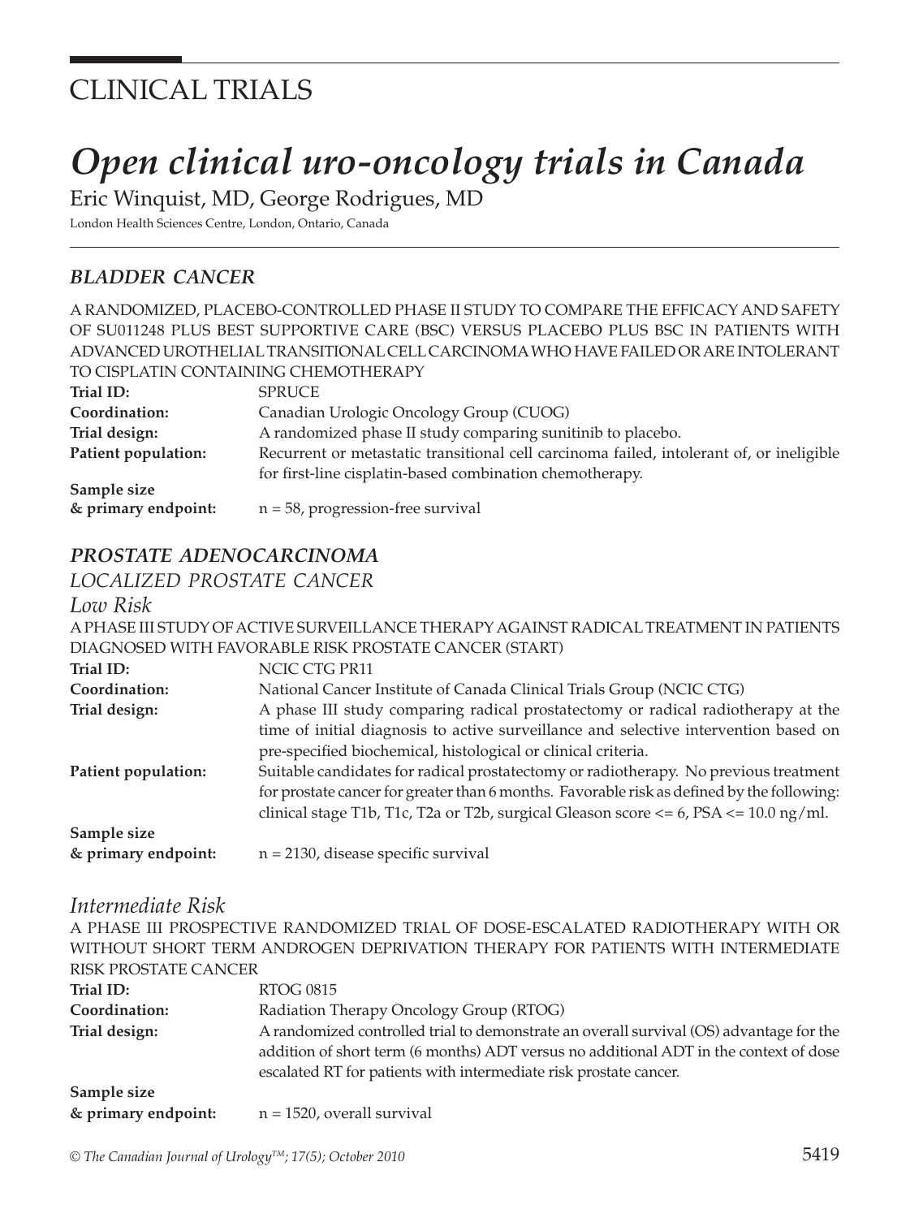# CLINICAL TRIALS

# *Open clinical uro-oncology trials in Canada*

Eric Winquist, MD, George Rodrigues, MD

London Health Sciences Centre, London, Ontario, Canada

## *BLADDER CANCER*

A RANDOMIZED, PLACEBO-CONTROLLED PHASE II STUDY TO COMPARE THE EFFICACY AND SAFETY OF SU011248 PLUS BEST SUPPORTIVE CARE (BSC) VERSUS PLACEBO PLUS BSC IN PATIENTS WITH ADVANCED UROTHELIAL TRANSITIONAL CELL CARCINOMA WHO HAVE FAILED OR ARE INTOLERANT TO CISPLATIN CONTAINING CHEMOTHERAPY

**Trial ID:** SPRUCE

**Coordination:** Canadian Urologic Oncology Group (CUOG)

**Trial design:** A randomized phase II study comparing sunitinib to placebo.

**Patient population:** Recurrent or metastatic transitional cell carcinoma failed, intolerant of, or ineligible for first-line cisplatin-based combination chemotherapy.

**Sample size & primary endpoint:** n = 58, progression-free survival

## *PROSTATE ADENOCARCINOMA*

### *LOCALIZED PROSTATE CANCER*

#### *Low Risk*

A PHASE III STUDY OF ACTIVE SURVEILLANCE THERAPY AGAINST RADICAL TREATMENT IN PATIENTS DIAGNOSED WITH FAVORABLE RISK PROSTATE CANCER (START)

**Trial ID:** NCIC CTG PR11

**Coordination:** National Cancer Institute of Canada Clinical Trials Group (NCIC CTG)

**Trial design:** A phase III study comparing radical prostatectomy or radical radiotherapy at the time of initial diagnosis to active surveillance and selective intervention based on pre-specified biochemical, histological or clinical criteria.

**Patient population:** Suitable candidates for radical prostatectomy or radiotherapy. No previous treatment for prostate cancer for greater than 6 months. Favorable risk as defined by the following: clinical stage T1b, T1c, T2a or T2b, surgical Gleason score <= 6, PSA <= 10.0 ng/ml.

**Sample size & primary endpoint:** n = 2130, disease specific survival

#### *Intermediate Risk*

A PHASE III PROSPECTIVE RANDOMIZED TRIAL OF DOSE-ESCALATED RADIOTHERAPY WITH OR WITHOUT SHORT TERM ANDROGEN DEPRIVATION THERAPY FOR PATIENTS WITH INTERMEDIATE RISK PROSTATE CANCER

**Trial ID:** RTOG 0815

**Coordination:** Radiation Therapy Oncology Group (RTOG)

**Trial design:** A randomized controlled trial to demonstrate an overall survival (OS) advantage for the addition of short term (6 months) ADT versus no additional ADT in the context of dose escalated RT for patients with intermediate risk prostate cancer.

**Sample size & primary endpoint:** n = 1520, overall survival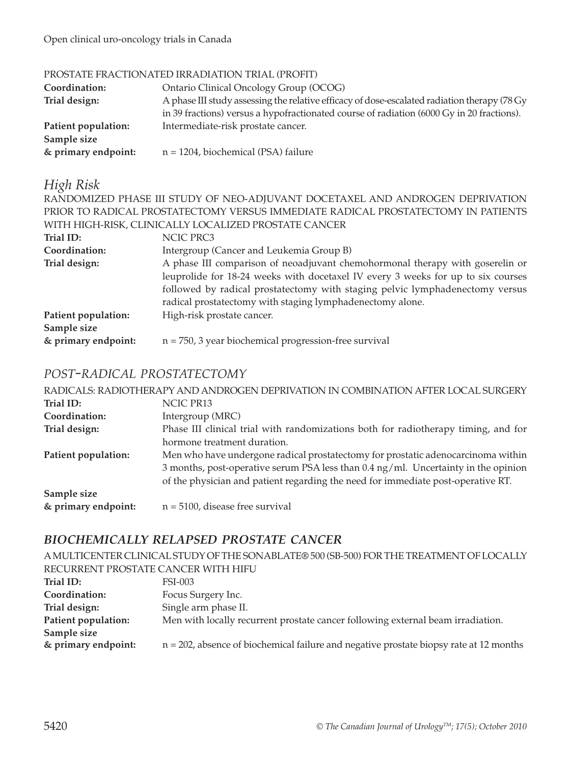PROSTATE FRACTIONATED IRRADIATION TRIAL (PROFIT)

**Coordination:** Ontario Clinical Oncology Group (OCOG)

**Trial design:** A phase III study assessing the relative efficacy of dose-escalated radiation therapy (78 Gy in 39 fractions) versus a hypofractionated course of radiation (6000 Gy in 20 fractions).

**Patient population:** Intermediate-risk prostate cancer.

**Sample size & primary endpoint:** n = 1204, biochemical (PSA) failure

## *High Risk*

RANDOMIZED PHASE III STUDY OF NEO-ADJUVANT DOCETAXEL AND ANDROGEN DEPRIVATION PRIOR TO RADICAL PROSTATECTOMY VERSUS IMMEDIATE RADICAL PROSTATECTOMY IN PATIENTS WITH HIGH-RISK, CLINICALLY LOCALIZED PROSTATE CANCER

**Trial ID:** NCIC PRC3

**Coordination:** Intergroup (Cancer and Leukemia Group B)

**Trial design:** A phase III comparison of neoadjuvant chemohormonal therapy with goserelin or leuprolide for 18-24 weeks with docetaxel IV every 3 weeks for up to six courses followed by radical prostatectomy with staging pelvic lymphadenectomy versus radical prostatectomy with staging lymphadenectomy alone.

**Patient population:** High-risk prostate cancer.

**Sample size & primary endpoint:** n = 750, 3 year biochemical progression-free survival

## *POST-RADICAL PROSTATECTOMY*

RADICALS: RADIOTHERAPY AND ANDROGEN DEPRIVATION IN COMBINATION AFTER LOCAL SURGERY

**Trial ID:** NCIC PR13

**Coordination:** Intergroup (MRC)

**Trial design:** Phase III clinical trial with randomizations both for radiotherapy timing, and for hormone treatment duration.

**Patient population:** Men who have undergone radical prostatectomy for prostatic adenocarcinoma within 3 months, post-operative serum PSA less than 0.4 ng/ml. Uncertainty in the opinion of the physician and patient regarding the need for immediate post-operative RT.

**Sample size & primary endpoint:** n = 5100, disease free survival

## ***BIOCHEMICALLY RELAPSED PROSTATE CANCER***

A MULTICENTER CLINICAL STUDY OF THE SONABLATE® 500 (SB-500) FOR THE TREATMENT OF LOCALLY RECURRENT PROSTATE CANCER WITH HIFU

**Trial ID:** FSI-003

**Coordination:** Focus Surgery Inc.

**Trial design:** Single arm phase II.

**Patient population:** Men with locally recurrent prostate cancer following external beam irradiation.

**Sample size & primary endpoint:** n = 202, absence of biochemical failure and negative prostate biopsy rate at 12 months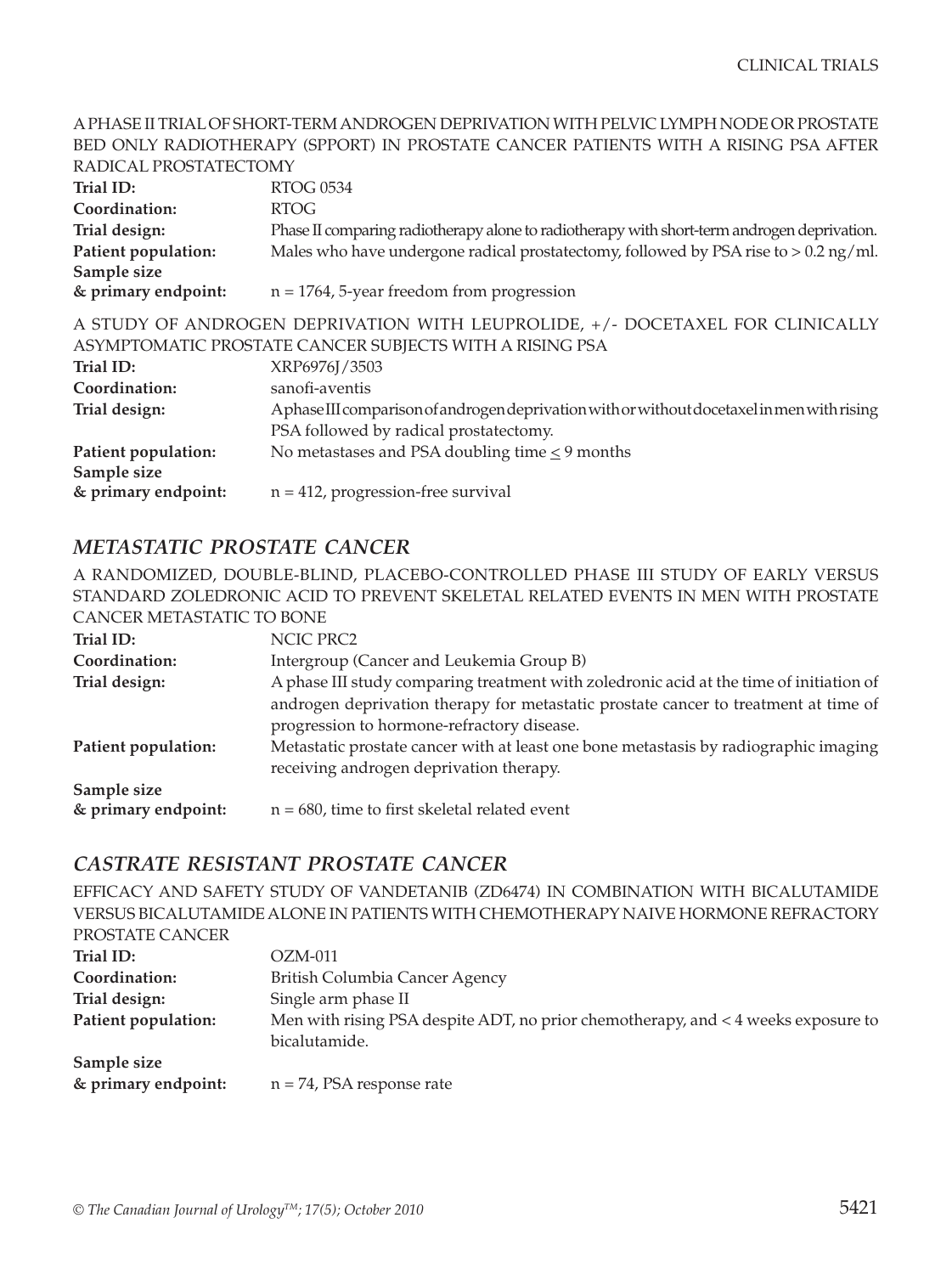A PHASE II TRIAL OF SHORT-TERM ANDROGEN DEPRIVATION WITH PELVIC LYMPH NODE OR PROSTATE BED ONLY RADIOTHERAPY (SPPORT) IN PROSTATE CANCER PATIENTS WITH A RISING PSA AFTER RADICAL PROSTATECTOMY

**Trial ID:** RTOG 0534
**Coordination:** RTOG
**Trial design:** Phase II comparing radiotherapy alone to radiotherapy with short-term androgen deprivation.
**Patient population:** Males who have undergone radical prostatectomy, followed by PSA rise to > 0.2 ng/ml.
**Sample size & primary endpoint:** n = 1764, 5-year freedom from progression

A STUDY OF ANDROGEN DEPRIVATION WITH LEUPROLIDE, +/- DOCETAXEL FOR CLINICALLY ASYMPTOMATIC PROSTATE CANCER SUBJECTS WITH A RISING PSA

**Trial ID:** XRP6976J/3503
**Coordination:** sanofi-aventis
**Trial design:** A phase III comparison of androgen deprivation with or without docetaxel in men with rising PSA followed by radical prostatectomy.
**Patient population:** No metastases and PSA doubling time $\leq$ 9 months
**Sample size & primary endpoint:** n = 412, progression-free survival

## *METASTATIC PROSTATE CANCER*

A RANDOMIZED, DOUBLE-BLIND, PLACEBO-CONTROLLED PHASE III STUDY OF EARLY VERSUS STANDARD ZOLEDRONIC ACID TO PREVENT SKELETAL RELATED EVENTS IN MEN WITH PROSTATE CANCER METASTATIC TO BONE

**Trial ID:** NCIC PRC2
**Coordination:** Intergroup (Cancer and Leukemia Group B)
**Trial design:** A phase III study comparing treatment with zoledronic acid at the time of initiation of androgen deprivation therapy for metastatic prostate cancer to treatment at time of progression to hormone-refractory disease.
**Patient population:** Metastatic prostate cancer with at least one bone metastasis by radiographic imaging receiving androgen deprivation therapy.
**Sample size & primary endpoint:** n = 680, time to first skeletal related event

## *CASTRATE RESISTANT PROSTATE CANCER*

EFFICACY AND SAFETY STUDY OF VANDETANIB (ZD6474) IN COMBINATION WITH BICALUTAMIDE VERSUS BICALUTAMIDE ALONE IN PATIENTS WITH CHEMOTHERAPY NAIVE HORMONE REFRACTORY PROSTATE CANCER

**Trial ID:** OZM-011
**Coordination:** British Columbia Cancer Agency
**Trial design:** Single arm phase II
**Patient population:** Men with rising PSA despite ADT, no prior chemotherapy, and < 4 weeks exposure to bicalutamide.
**Sample size & primary endpoint:** n = 74, PSA response rate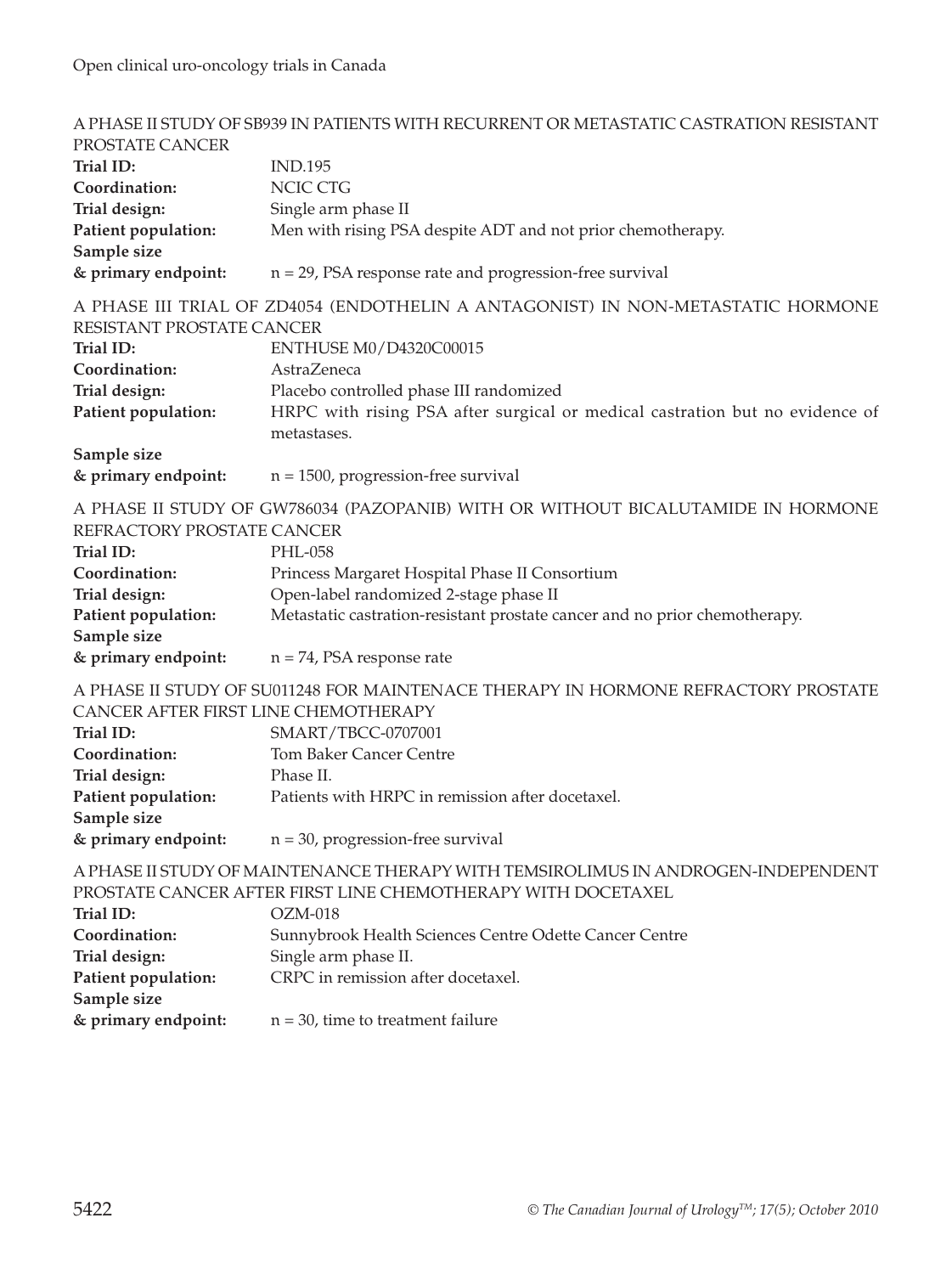### A PHASE II STUDY OF SB939 IN PATIENTS WITH RECURRENT OR METASTATIC CASTRATION RESISTANT PROSTATE CANCER

**Trial ID:** IND.195

**Coordination:** NCIC CTG

**Trial design:** Single arm phase II

**Patient population:** Men with rising PSA despite ADT and not prior chemotherapy.

**Sample size & primary endpoint:** n = 29, PSA response rate and progression-free survival

### A PHASE III TRIAL OF ZD4054 (ENDOTHELIN A ANTAGONIST) IN NON-METASTATIC HORMONE RESISTANT PROSTATE CANCER

**Trial ID:** ENTHUSE M0/D4320C00015

**Coordination:** AstraZeneca

**Trial design:** Placebo controlled phase III randomized

**Patient population:** HRPC with rising PSA after surgical or medical castration but no evidence of metastases.

**Sample size & primary endpoint:** n = 1500, progression-free survival

### A PHASE II STUDY OF GW786034 (PAZOPANIB) WITH OR WITHOUT BICALUTAMIDE IN HORMONE REFRACTORY PROSTATE CANCER

**Trial ID:** PHL-058

**Coordination:** Princess Margaret Hospital Phase II Consortium

**Trial design:** Open-label randomized 2-stage phase II

**Patient population:** Metastatic castration-resistant prostate cancer and no prior chemotherapy.

**Sample size & primary endpoint:** n = 74, PSA response rate

### A PHASE II STUDY OF SU011248 FOR MAINTENACE THERAPY IN HORMONE REFRACTORY PROSTATE CANCER AFTER FIRST LINE CHEMOTHERAPY

**Trial ID:** SMART/TBCC-0707001

**Coordination:** Tom Baker Cancer Centre

**Trial design:** Phase II.

**Patient population:** Patients with HRPC in remission after docetaxel.

**Sample size & primary endpoint:** n = 30, progression-free survival

### A PHASE II STUDY OF MAINTENANCE THERAPY WITH TEMSIROLIMUS IN ANDROGEN-INDEPENDENT PROSTATE CANCER AFTER FIRST LINE CHEMOTHERAPY WITH DOCETAXEL

**Trial ID:** OZM-018

**Coordination:** Sunnybrook Health Sciences Centre Odette Cancer Centre

**Trial design:** Single arm phase II.

**Patient population:** CRPC in remission after docetaxel.

**Sample size & primary endpoint:** n = 30, time to treatment failure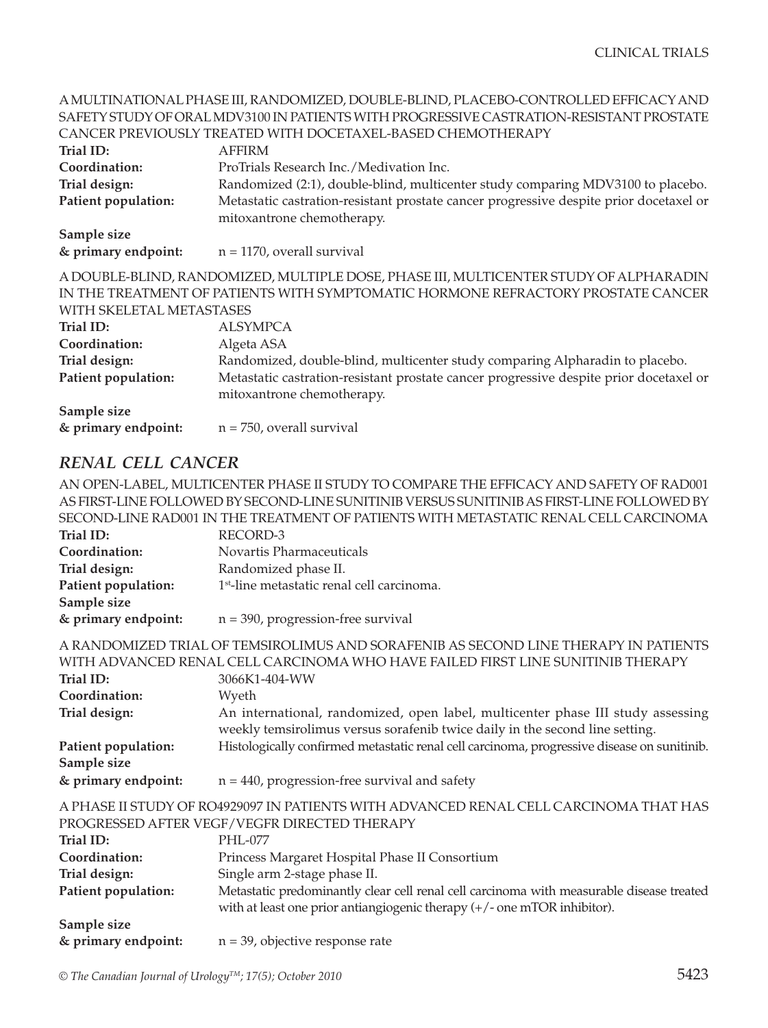A MULTINATIONAL PHASE III, RANDOMIZED, DOUBLE-BLIND, PLACEBO-CONTROLLED EFFICACY AND SAFETY STUDY OF ORAL MDV3100 IN PATIENTS WITH PROGRESSIVE CASTRATION-RESISTANT PROSTATE CANCER PREVIOUSLY TREATED WITH DOCETAXEL-BASED CHEMOTHERAPY

**Trial ID:** AFFIRM
**Coordination:** ProTrials Research Inc./Medivation Inc.
**Trial design:** Randomized (2:1), double-blind, multicenter study comparing MDV3100 to placebo.
**Patient population:** Metastatic castration-resistant prostate cancer progressive despite prior docetaxel or mitoxantrone chemotherapy.
**Sample size & primary endpoint:** n = 1170, overall survival

A DOUBLE-BLIND, RANDOMIZED, MULTIPLE DOSE, PHASE III, MULTICENTER STUDY OF ALPHARADIN IN THE TREATMENT OF PATIENTS WITH SYMPTOMATIC HORMONE REFRACTORY PROSTATE CANCER WITH SKELETAL METASTASES

**Trial ID:** ALSYMPCA
**Coordination:** Algeta ASA
**Trial design:** Randomized, double-blind, multicenter study comparing Alpharadin to placebo.
**Patient population:** Metastatic castration-resistant prostate cancer progressive despite prior docetaxel or mitoxantrone chemotherapy.
**Sample size & primary endpoint:** n = 750, overall survival

## *RENAL CELL CANCER*

AN OPEN-LABEL, MULTICENTER PHASE II STUDY TO COMPARE THE EFFICACY AND SAFETY OF RAD001 AS FIRST-LINE FOLLOWED BY SECOND-LINE SUNITINIB VERSUS SUNITINIB AS FIRST-LINE FOLLOWED BY SECOND-LINE RAD001 IN THE TREATMENT OF PATIENTS WITH METASTATIC RENAL CELL CARCINOMA

**Trial ID:** RECORD-3
**Coordination:** Novartis Pharmaceuticals
**Trial design:** Randomized phase II.
**Patient population:** 1st-line metastatic renal cell carcinoma.
**Sample size & primary endpoint:** n = 390, progression-free survival

A RANDOMIZED TRIAL OF TEMSIROLIMUS AND SORAFENIB AS SECOND LINE THERAPY IN PATIENTS WITH ADVANCED RENAL CELL CARCINOMA WHO HAVE FAILED FIRST LINE SUNITINIB THERAPY

**Trial ID:** 3066K1-404-WW
**Coordination:** Wyeth
**Trial design:** An international, randomized, open label, multicenter phase III study assessing weekly temsirolimus versus sorafenib twice daily in the second line setting.
**Patient population:** Histologically confirmed metastatic renal cell carcinoma, progressive disease on sunitinib.
**Sample size & primary endpoint:** n = 440, progression-free survival and safety

A PHASE II STUDY OF RO4929097 IN PATIENTS WITH ADVANCED RENAL CELL CARCINOMA THAT HAS PROGRESSED AFTER VEGF/VEGFR DIRECTED THERAPY

**Trial ID:** PHL-077
**Coordination:** Princess Margaret Hospital Phase II Consortium
**Trial design:** Single arm 2-stage phase II.
**Patient population:** Metastatic predominantly clear cell renal cell carcinoma with measurable disease treated with at least one prior antiangiogenic therapy (+/- one mTOR inhibitor).
**Sample size & primary endpoint:** n = 39, objective response rate